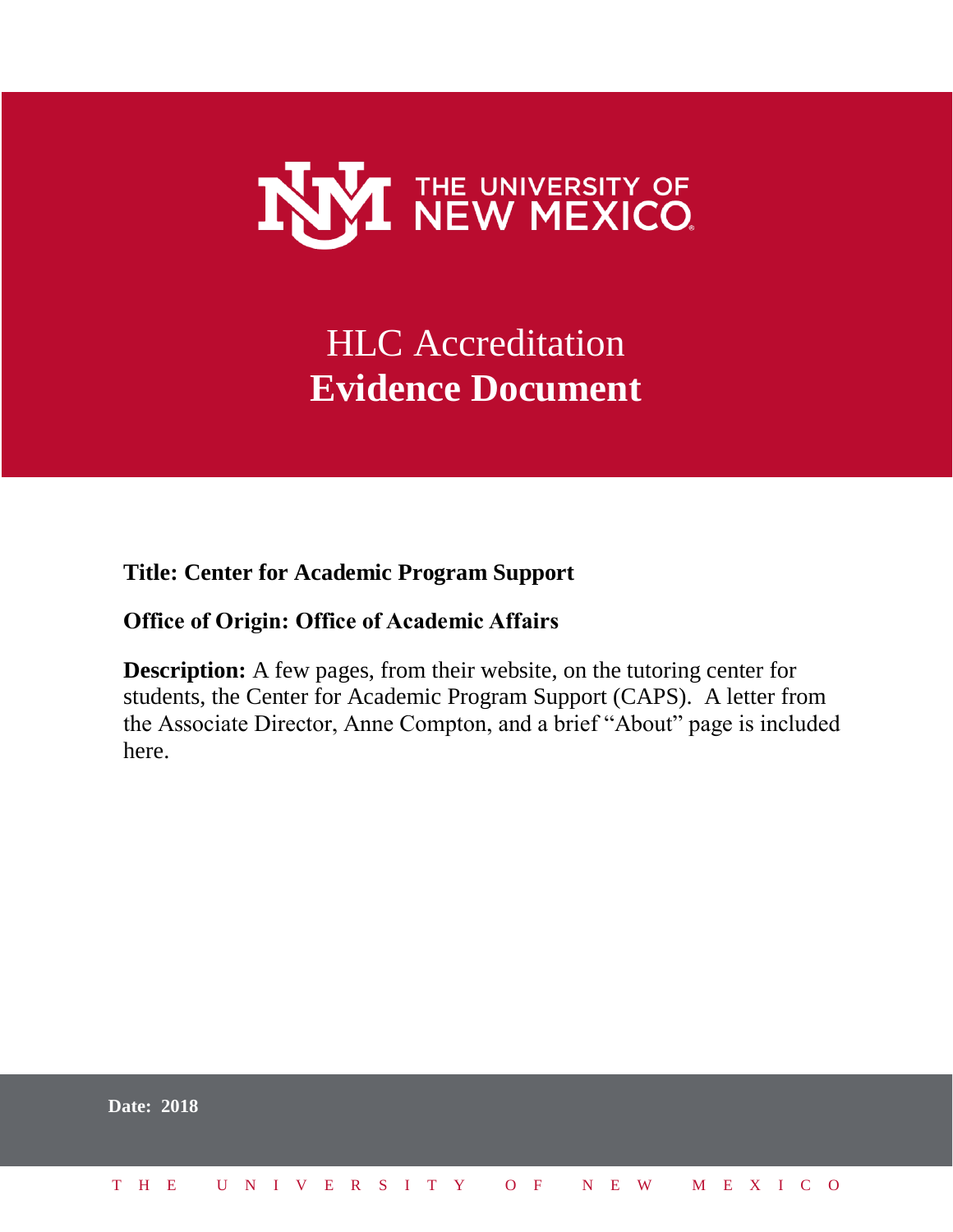THE UNIVERSITY OF NEW MEXICO

# HLC Accreditation
# **Evidence Document**

**Title: Center for Academic Program Support**

**Office of Origin: Office of Academic Affairs**

**Description:** A few pages, from their website, on the tutoring center for students, the Center for Academic Program Support (CAPS). A letter from the Associate Director, Anne Compton, and a brief "About" page is included here.

**Date: 2018**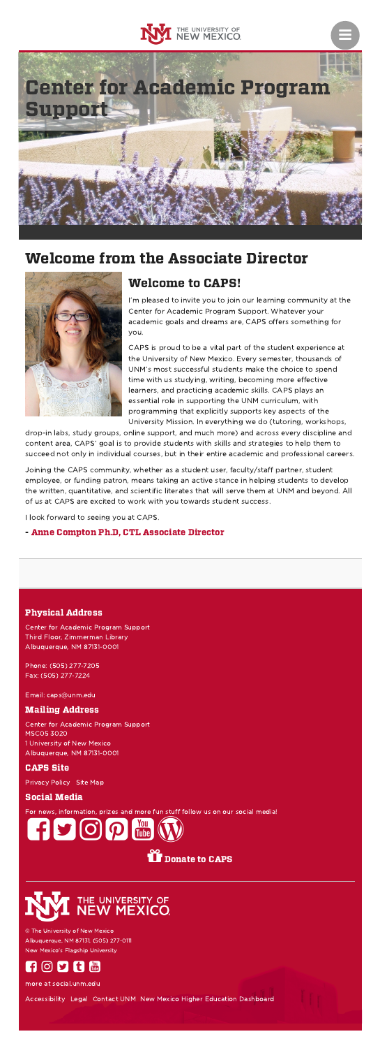THE UNIVERSITY OF NEW MEXICO

# Center for Academic Program Support

## Welcome from the Associate Director

### Welcome to CAPS!

I'm pleased to invite you to join our learning community at the Center for Academic Program Support. Whatever your academic goals and dreams are, CAPS offers something for you.

CAPS is proud to be a vital part of the student experience at the University of New Mexico. Every semester, thousands of UNM's most successful students make the choice to spend time with us studying, writing, becoming more effective learners, and practicing academic skills. CAPS plays an essential role in supporting the UNM curriculum, with programming that explicitly supports key aspects of the University Mission. In everything we do (tutoring, workshops, drop-in labs, study groups, online support, and much more) and across every discipline and content area, CAPS' goal is to provide students with skills and strategies to help them to succeed not only in individual courses, but in their entire academic and professional careers.

Joining the CAPS community, whether as a student user, faculty/staff partner, student employee, or funding patron, means taking an active stance in helping students to develop the written, quantitative, and scientific literates that will serve them at UNM and beyond. All of us at CAPS are excited to work with you towards student success.

I look forward to seeing you at CAPS.

**- Anne Compton Ph.D, CTL Associate Director**

### Physical Address

Center for Academic Program Support
Third Floor, Zimmerman Library
Albuquerque, NM 87131-0001

Phone: (505) 277-7205
Fax: (505) 277-7224

Email: caps@unm.edu

### Mailing Address

Center for Academic Program Support
MSC05 3020
1 University of New Mexico
Albuquerque, NM 87131-0001

### CAPS Site

Privacy Policy Site Map

### Social Media

For news, information, prizes and more fun stuff follow us on our social media!

**Donate to CAPS**

THE UNIVERSITY OF NEW MEXICO

© The University of New Mexico
Albuquerque, NM 87131, (505) 277-0111
New Mexico's Flagship University

more at social.unm.edu

Accessibility Legal Contact UNM New Mexico Higher Education Dashboard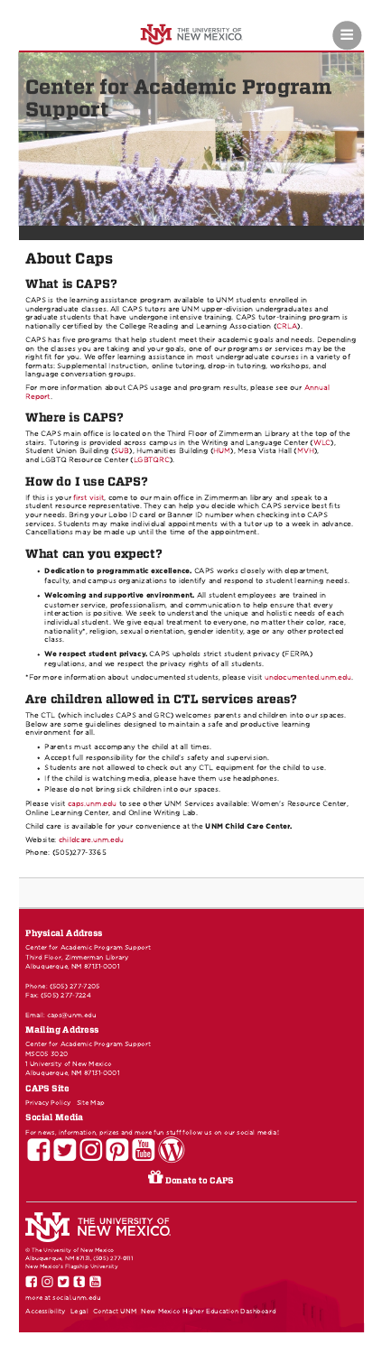# Center for Academic Program Support

## About Caps

### What is CAPS?

CAPS is the learning assistance program available to UNM students enrolled in undergraduate classes. All CAPS tutors are UNM upper-division undergraduates and graduate students that have undergone intensive training. CAPS tutor-training program is nationally certified by the College Reading and Learning Association (CRLA).

CAPS has five programs that help student meet their academic goals and needs. Depending on the classes you are taking and your goals, one of our programs or services may be the right fit for you. We offer learning assistance in most undergraduate courses in a variety of formats: Supplemental Instruction, online tutoring, drop-in tutoring, workshops, and language conversation groups.

For more information about CAPS usage and program results, please see our Annual Report.

### Where is CAPS?

The CAPS main office is located on the Third Floor of Zimmerman Library at the top of the stairs. Tutoring is provided across campus in the Writing and Language Center (WLC), Student Union Building (SUB), Humanities Building (HUM), Mesa Vista Hall (MVH), and LGBTQ Resource Center (LGBTQRC).

### How do I use CAPS?

If this is your first visit, come to our main office in Zimmerman library and speak to a student resource representative. They can help you decide which CAPS service best fits your needs. Bring your Lobo ID card or Banner ID number when checking into CAPS services. Students may make individual appointments with a tutor up to a week in advance. Cancellations may be made up until the time of the appointment.

### What can you expect?

- **Dedication to programmatic excellence.** CAPS works closely with department, faculty, and campus organizations to identify and respond to student learning needs.
- **Welcoming and supportive environment.** All student employees are trained in customer service, professionalism, and communication to help ensure that every interaction is positive. We seek to understand the unique and holistic needs of each individual student. We give equal treatment to everyone, no matter their color, race, nationality*, religion, sexual orientation, gender identity, age or any other protected class.
- **We respect student privacy.** CAPS upholds strict student privacy (FERPA) regulations, and we respect the privacy rights of all students.

*For more information about undocumented students, please visit undocumented.unm.edu.

### Are children allowed in CTL services areas?

The CTL (which includes CAPS and GRC) welcomes parents and children into our spaces. Below are some guidelines designed to maintain a safe and productive learning environment for all.

- Parents must accompany the child at all times.
- Accept full responsibility for the child's safety and supervision.
- Students are not allowed to check out any CTL equipment for the child to use.
- If the child is watching media, please have them use headphones.
- Please do not bring sick children into our spaces.

Please visit caps.unm.edu to see other UNM Services available: Women's Resource Center, Online Learning Center, and Online Writing Lab.

Child care is available for your convenience at the **UNM Child Care Center.**

Website: childcare.unm.edu

Phone: (505)277-3365

### Physical Address

Center for Academic Program Support
Third Floor, Zimmerman Library
Albuquerque, NM 87131-0001

Phone: (505) 277-7205
Fax: (505) 277-7224

Email: caps@unm.edu

### Mailing Address

Center for Academic Program Support
MSC05 3020
1 University of New Mexico
Albuquerque, NM 87131-0001

### CAPS Site

Privacy Policy Site Map

### Social Media

For news, information, prizes and more fun stuff follow us on our social media!

**Donate to CAPS**

© The University of New Mexico
Albuquerque, NM 87131, (505) 277-0111
New Mexico's Flagship University

more at social.unm.edu

Accessibility Legal Contact UNM New Mexico Higher Education Dashboard